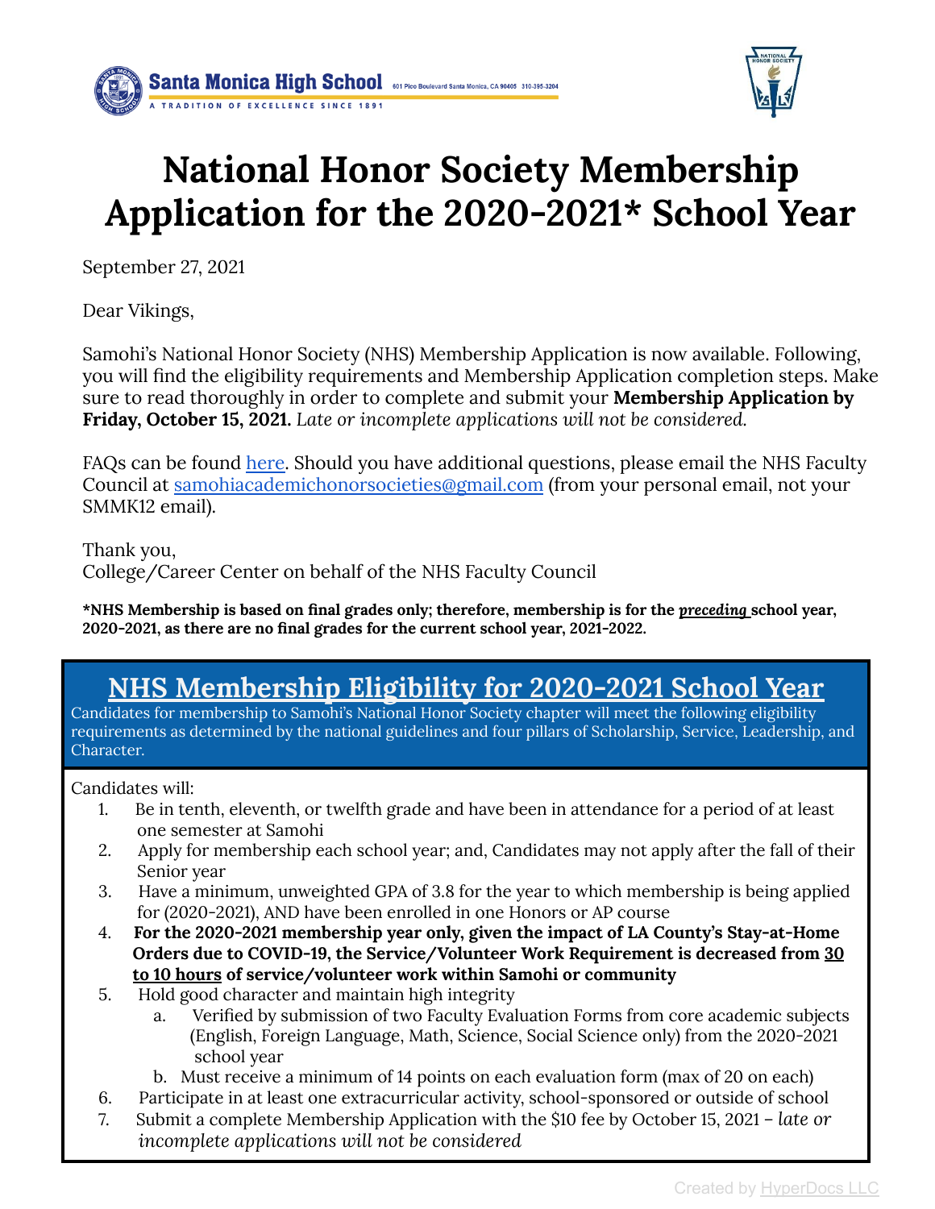Santa Monica High School
A TRADITION OF EXCELLENCE SINCE 1891
601 Pico Boulevard Santa Monica, CA 90405 310-395-3204

# National Honor Society Membership Application for the 2020-2021* School Year

September 27, 2021

Dear Vikings,

Samohi's National Honor Society (NHS) Membership Application is now available. Following, you will find the eligibility requirements and Membership Application completion steps. Make sure to read thoroughly in order to complete and submit your **Membership Application by Friday, October 15, 2021.** *Late or incomplete applications will not be considered.*

FAQs can be found [here](). Should you have additional questions, please email the NHS Faculty Council at [samohiacademichonorsocieties@gmail.com](mailto:samohiacademichonorsocieties@gmail.com) (from your personal email, not your SMMK12 email).

Thank you,
College/Career Center on behalf of the NHS Faculty Council

**\*NHS Membership is based on final grades only; therefore, membership is for the *preceding* school year, 2020-2021, as there are no final grades for the current school year, 2021-2022.**

## NHS Membership Eligibility for 2020-2021 School Year

Candidates for membership to Samohi's National Honor Society chapter will meet the following eligibility requirements as determined by the national guidelines and four pillars of Scholarship, Service, Leadership, and Character.

Candidates will:

1. Be in tenth, eleventh, or twelfth grade and have been in attendance for a period of at least one semester at Samohi
2. Apply for membership each school year; and, Candidates may not apply after the fall of their Senior year
3. Have a minimum, unweighted GPA of 3.8 for the year to which membership is being applied for (2020-2021), AND have been enrolled in one Honors or AP course
4. **For the 2020-2021 membership year only, given the impact of LA County's Stay-at-Home Orders due to COVID-19, the Service/Volunteer Work Requirement is decreased from 30 to 10 hours of service/volunteer work within Samohi or community**
5. Hold good character and maintain high integrity
   a. Verified by submission of two Faculty Evaluation Forms from core academic subjects (English, Foreign Language, Math, Science, Social Science only) from the 2020-2021 school year
   b. Must receive a minimum of 14 points on each evaluation form (max of 20 on each)
6. Participate in at least one extracurricular activity, school-sponsored or outside of school
7. Submit a complete Membership Application with the $10 fee by October 15, 2021 – *late or incomplete applications will not be considered*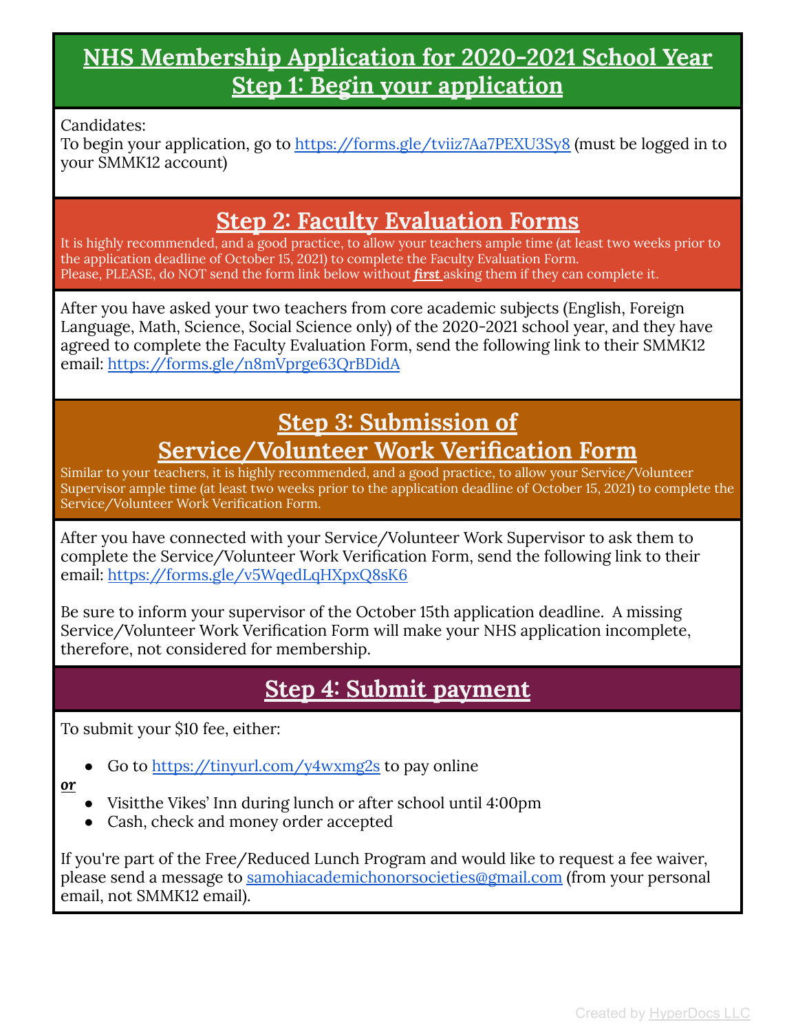# NHS Membership Application for 2020-2021 School Year
## Step 1: Begin your application

Candidates:
To begin your application, go to https://forms.gle/tviiz7Aa7PEXU3Sy8 (must be logged in to your SMMK12 account)

## Step 2: Faculty Evaluation Forms

It is highly recommended, and a good practice, to allow your teachers ample time (at least two weeks prior to the application deadline of October 15, 2021) to complete the Faculty Evaluation Form.
Please, PLEASE, do NOT send the form link below without ***first*** asking them if they can complete it.

After you have asked your two teachers from core academic subjects (English, Foreign Language, Math, Science, Social Science only) of the 2020-2021 school year, and they have agreed to complete the Faculty Evaluation Form, send the following link to their SMMK12 email: https://forms.gle/n8mVprge63QrBDidA

## Step 3: Submission of Service/Volunteer Work Verification Form

Similar to your teachers, it is highly recommended, and a good practice, to allow your Service/Volunteer Supervisor ample time (at least two weeks prior to the application deadline of October 15, 2021) to complete the Service/Volunteer Work Verification Form.

After you have connected with your Service/Volunteer Work Supervisor to ask them to complete the Service/Volunteer Work Verification Form, send the following link to their email: https://forms.gle/v5WqedLqHXpxQ8sK6

Be sure to inform your supervisor of the October 15th application deadline. A missing Service/Volunteer Work Verification Form will make your NHS application incomplete, therefore, not considered for membership.

## Step 4: Submit payment

To submit your $10 fee, either:

- Go to https://tinyurl.com/y4wxmg2s to pay online

***or***

- Visitthe Vikes' Inn during lunch or after school until 4:00pm
- Cash, check and money order accepted

If you're part of the Free/Reduced Lunch Program and would like to request a fee waiver, please send a message to samohiacademichonorsocieties@gmail.com (from your personal email, not SMMK12 email).